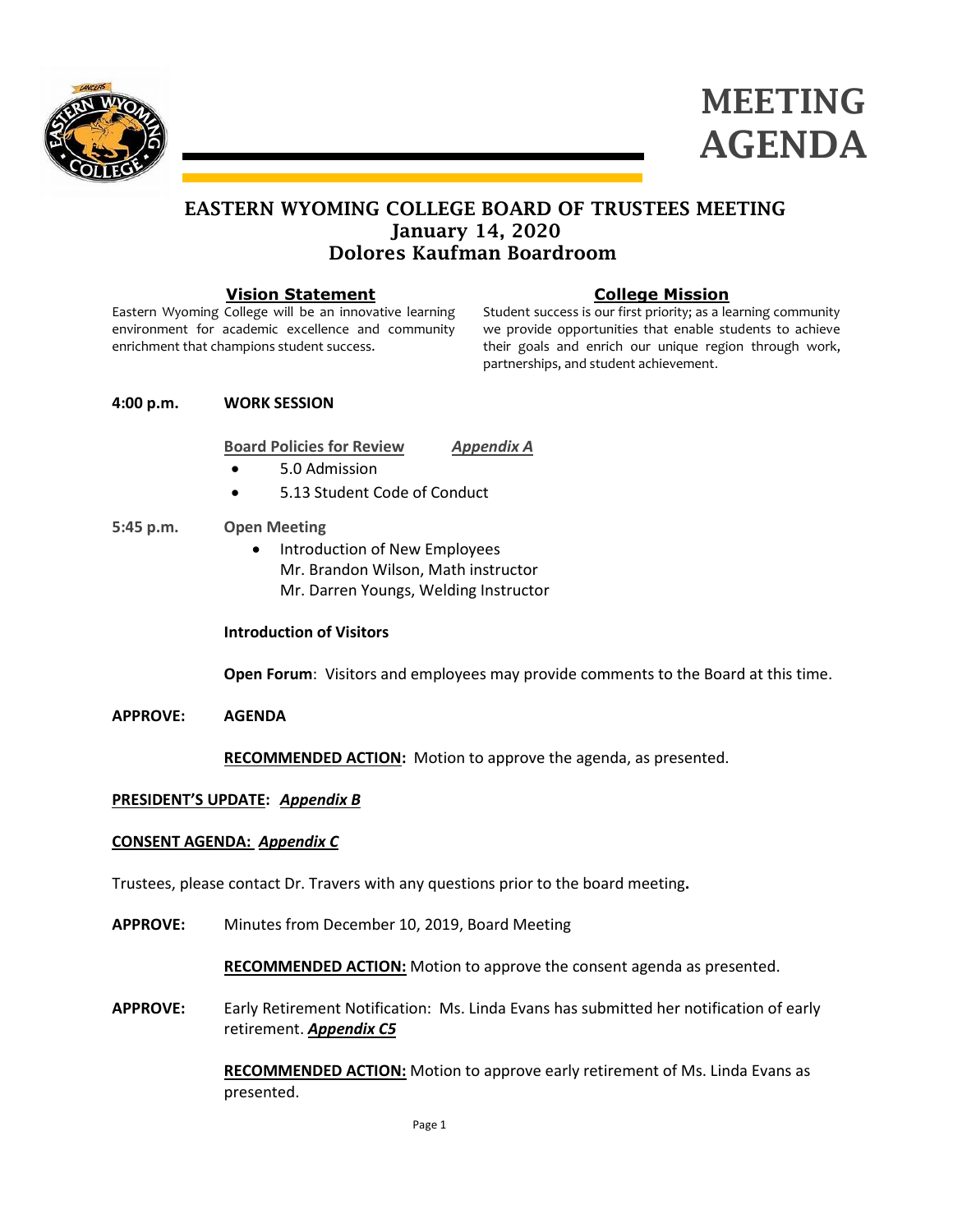# MEETING AGENDA

## EASTERN WYOMING COLLEGE BOARD OF TRUSTEES MEETING
## January 14, 2020
## Dolores Kaufman Boardroom

**Vision Statement**

Eastern Wyoming College will be an innovative learning environment for academic excellence and community enrichment that champions student success.

**College Mission**

Student success is our first priority; as a learning community we provide opportunities that enable students to achieve their goals and enrich our unique region through work, partnerships, and student achievement.

**4:00 p.m.** **WORK SESSION**

**Board Policies for Review** ***Appendix A***

- 5.0 Admission
- 5.13 Student Code of Conduct

**5:45 p.m.** **Open Meeting**

- Introduction of New Employees
  Mr. Brandon Wilson, Math instructor
  Mr. Darren Youngs, Welding Instructor

**Introduction of Visitors**

**Open Forum**: Visitors and employees may provide comments to the Board at this time.

**APPROVE:** **AGENDA**

**RECOMMENDED ACTION:** Motion to approve the agenda, as presented.

**PRESIDENT'S UPDATE:** ***Appendix B***

**CONSENT AGENDA:** ***Appendix C***

Trustees, please contact Dr. Travers with any questions prior to the board meeting**.**

**APPROVE:** Minutes from December 10, 2019, Board Meeting

**RECOMMENDED ACTION:** Motion to approve the consent agenda as presented.

**APPROVE:** Early Retirement Notification: Ms. Linda Evans has submitted her notification of early retirement. ***Appendix C5***

**RECOMMENDED ACTION:** Motion to approve early retirement of Ms. Linda Evans as presented.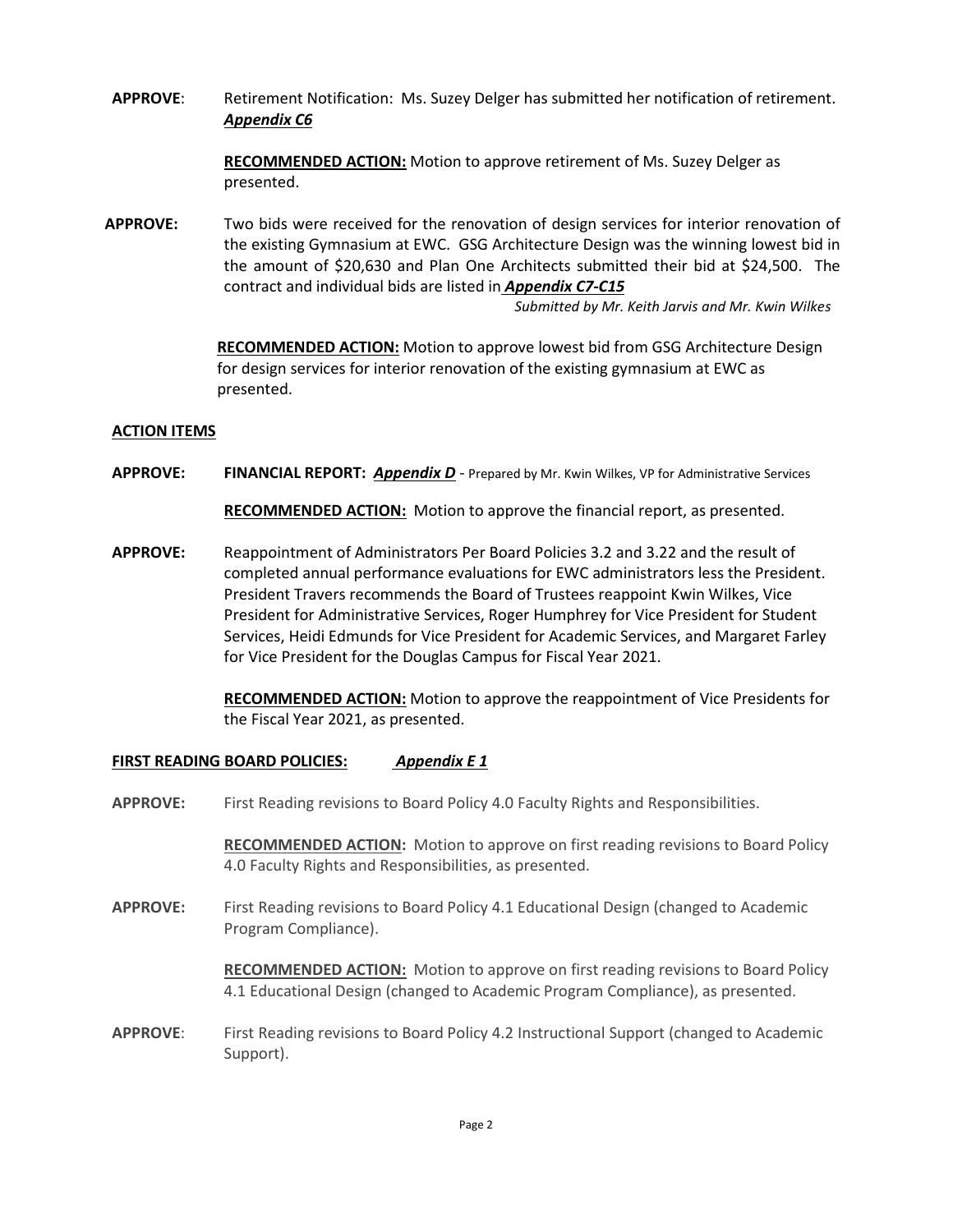**APPROVE**: Retirement Notification: Ms. Suzey Delger has submitted her notification of retirement. ***Appendix C6***

**RECOMMENDED ACTION:** Motion to approve retirement of Ms. Suzey Delger as presented.

**APPROVE:** Two bids were received for the renovation of design services for interior renovation of the existing Gymnasium at EWC. GSG Architecture Design was the winning lowest bid in the amount of $20,630 and Plan One Architects submitted their bid at $24,500. The contract and individual bids are listed in ***Appendix C7-C15***

*Submitted by Mr. Keith Jarvis and Mr. Kwin Wilkes*

**RECOMMENDED ACTION:** Motion to approve lowest bid from GSG Architecture Design for design services for interior renovation of the existing gymnasium at EWC as presented.

**ACTION ITEMS**

**APPROVE:** **FINANCIAL REPORT:** ***Appendix D*** - Prepared by Mr. Kwin Wilkes, VP for Administrative Services

**RECOMMENDED ACTION:** Motion to approve the financial report, as presented.

**APPROVE:** Reappointment of Administrators Per Board Policies 3.2 and 3.22 and the result of completed annual performance evaluations for EWC administrators less the President. President Travers recommends the Board of Trustees reappoint Kwin Wilkes, Vice President for Administrative Services, Roger Humphrey for Vice President for Student Services, Heidi Edmunds for Vice President for Academic Services, and Margaret Farley for Vice President for the Douglas Campus for Fiscal Year 2021.

**RECOMMENDED ACTION:** Motion to approve the reappointment of Vice Presidents for the Fiscal Year 2021, as presented.

**FIRST READING BOARD POLICIES:** ***Appendix E 1***

**APPROVE:** First Reading revisions to Board Policy 4.0 Faculty Rights and Responsibilities.

**RECOMMENDED ACTION:** Motion to approve on first reading revisions to Board Policy 4.0 Faculty Rights and Responsibilities, as presented.

**APPROVE:** First Reading revisions to Board Policy 4.1 Educational Design (changed to Academic Program Compliance).

**RECOMMENDED ACTION:** Motion to approve on first reading revisions to Board Policy 4.1 Educational Design (changed to Academic Program Compliance), as presented.

**APPROVE**: First Reading revisions to Board Policy 4.2 Instructional Support (changed to Academic Support).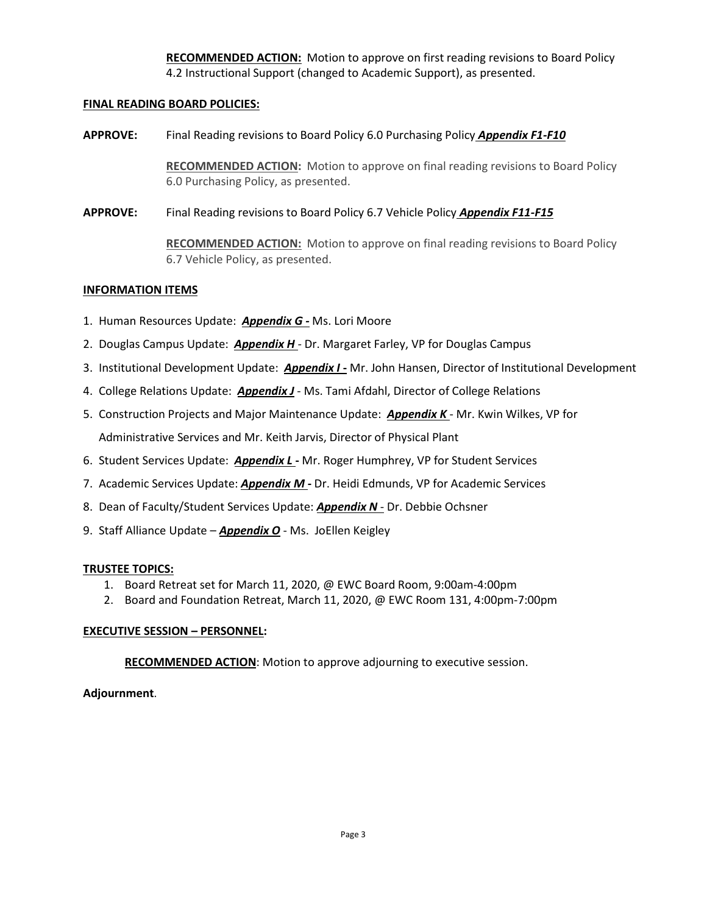**RECOMMENDED ACTION:** Motion to approve on first reading revisions to Board Policy 4.2 Instructional Support (changed to Academic Support), as presented.

**FINAL READING BOARD POLICIES:**

**APPROVE:** Final Reading revisions to Board Policy 6.0 Purchasing Policy ***Appendix F1-F10***

**RECOMMENDED ACTION:** Motion to approve on final reading revisions to Board Policy 6.0 Purchasing Policy, as presented.

**APPROVE:** Final Reading revisions to Board Policy 6.7 Vehicle Policy ***Appendix F11-F15***

**RECOMMENDED ACTION:** Motion to approve on final reading revisions to Board Policy 6.7 Vehicle Policy, as presented.

**INFORMATION ITEMS**

1. Human Resources Update: ***Appendix G -*** Ms. Lori Moore
2. Douglas Campus Update: ***Appendix H*** - Dr. Margaret Farley, VP for Douglas Campus
3. Institutional Development Update: ***Appendix I -*** Mr. John Hansen, Director of Institutional Development
4. College Relations Update: ***Appendix J*** - Ms. Tami Afdahl, Director of College Relations
5. Construction Projects and Major Maintenance Update: ***Appendix K*** - Mr. Kwin Wilkes, VP for Administrative Services and Mr. Keith Jarvis, Director of Physical Plant
6. Student Services Update: ***Appendix L -*** Mr. Roger Humphrey, VP for Student Services
7. Academic Services Update: ***Appendix M -*** Dr. Heidi Edmunds, VP for Academic Services
8. Dean of Faculty/Student Services Update: ***Appendix N*** - Dr. Debbie Ochsner
9. Staff Alliance Update – ***Appendix O*** - Ms. JoEllen Keigley

**TRUSTEE TOPICS:**

1. Board Retreat set for March 11, 2020, @ EWC Board Room, 9:00am-4:00pm
2. Board and Foundation Retreat, March 11, 2020, @ EWC Room 131, 4:00pm-7:00pm

**EXECUTIVE SESSION – PERSONNEL:**

**RECOMMENDED ACTION**: Motion to approve adjourning to executive session.

**Adjournment**.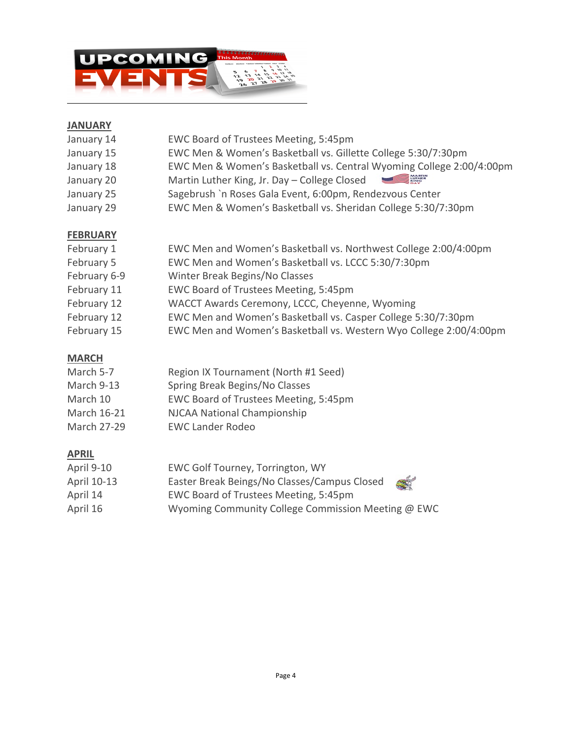# UPCOMING EVENTS

## JANUARY

| | |
|---|---|
| January 14 | EWC Board of Trustees Meeting, 5:45pm |
| January 15 | EWC Men & Women's Basketball vs. Gillette College 5:30/7:30pm |
| January 18 | EWC Men & Women's Basketball vs. Central Wyoming College 2:00/4:00pm |
| January 20 | Martin Luther King, Jr. Day – College Closed |
| January 25 | Sagebrush `n Roses Gala Event, 6:00pm, Rendezvous Center |
| January 29 | EWC Men & Women's Basketball vs. Sheridan College 5:30/7:30pm |

## FEBRUARY

| | |
|---|---|
| February 1 | EWC Men and Women's Basketball vs. Northwest College 2:00/4:00pm |
| February 5 | EWC Men and Women's Basketball vs. LCCC 5:30/7:30pm |
| February 6-9 | Winter Break Begins/No Classes |
| February 11 | EWC Board of Trustees Meeting, 5:45pm |
| February 12 | WACCT Awards Ceremony, LCCC, Cheyenne, Wyoming |
| February 12 | EWC Men and Women's Basketball vs. Casper College 5:30/7:30pm |
| February 15 | EWC Men and Women's Basketball vs. Western Wyo College 2:00/4:00pm |

## MARCH

| | |
|---|---|
| March 5-7 | Region IX Tournament (North #1 Seed) |
| March 9-13 | Spring Break Begins/No Classes |
| March 10 | EWC Board of Trustees Meeting, 5:45pm |
| March 16-21 | NJCAA National Championship |
| March 27-29 | EWC Lander Rodeo |

## APRIL

| | |
|---|---|
| April 9-10 | EWC Golf Tourney, Torrington, WY |
| April 10-13 | Easter Break Beings/No Classes/Campus Closed |
| April 14 | EWC Board of Trustees Meeting, 5:45pm |
| April 16 | Wyoming Community College Commission Meeting @ EWC |